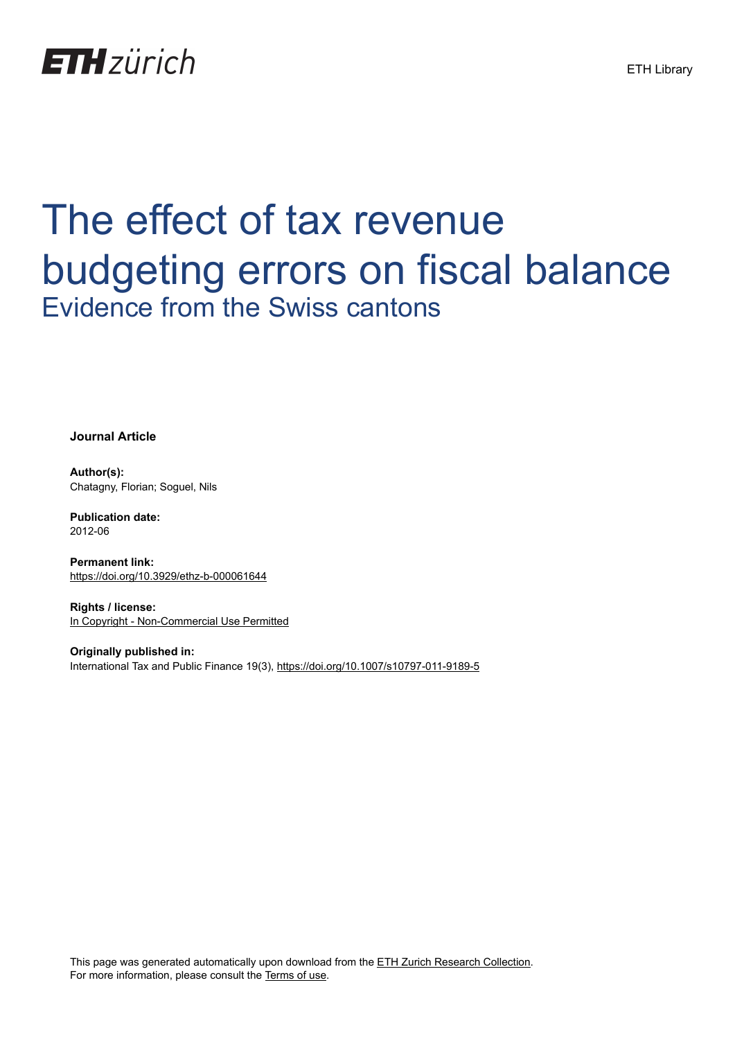ETH zürich

ETH Library

# The effect of tax revenue budgeting errors on fiscal balance

## Evidence from the Swiss cantons

**Journal Article**

**Author(s):**
Chatagny, Florian; Soguel, Nils

**Publication date:**
2012-06

**Permanent link:**
https://doi.org/10.3929/ethz-b-000061644

**Rights / license:**
In Copyright - Non-Commercial Use Permitted

**Originally published in:**
International Tax and Public Finance 19(3), https://doi.org/10.1007/s10797-011-9189-5

This page was generated automatically upon download from the ETH Zurich Research Collection.
For more information, please consult the Terms of use.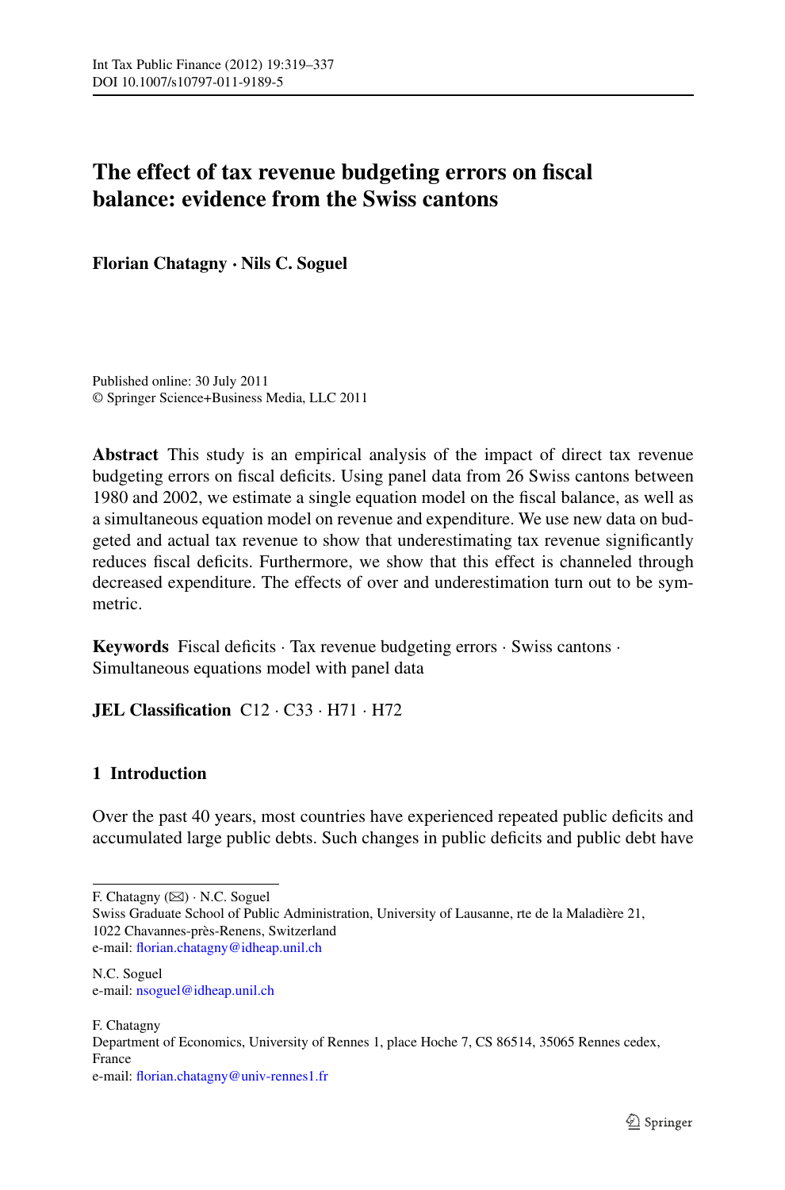# The effect of tax revenue budgeting errors on fiscal balance: evidence from the Swiss cantons

**Florian Chatagny · Nils C. Soguel**

Published online: 30 July 2011
© Springer Science+Business Media, LLC 2011

**Abstract** This study is an empirical analysis of the impact of direct tax revenue budgeting errors on fiscal deficits. Using panel data from 26 Swiss cantons between 1980 and 2002, we estimate a single equation model on the fiscal balance, as well as a simultaneous equation model on revenue and expenditure. We use new data on budgeted and actual tax revenue to show that underestimating tax revenue significantly reduces fiscal deficits. Furthermore, we show that this effect is channeled through decreased expenditure. The effects of over and underestimation turn out to be symmetric.

**Keywords** Fiscal deficits · Tax revenue budgeting errors · Swiss cantons · Simultaneous equations model with panel data

**JEL Classification** C12 · C33 · H71 · H72

## 1 Introduction

Over the past 40 years, most countries have experienced repeated public deficits and accumulated large public debts. Such changes in public deficits and public debt have

---

F. Chatagny (✉) · N.C. Soguel
Swiss Graduate School of Public Administration, University of Lausanne, rte de la Maladière 21, 1022 Chavannes-près-Renens, Switzerland
e-mail: florian.chatagny@idheap.unil.ch

N.C. Soguel
e-mail: nsoguel@idheap.unil.ch

F. Chatagny
Department of Economics, University of Rennes 1, place Hoche 7, CS 86514, 35065 Rennes cedex, France
e-mail: florian.chatagny@univ-rennes1.fr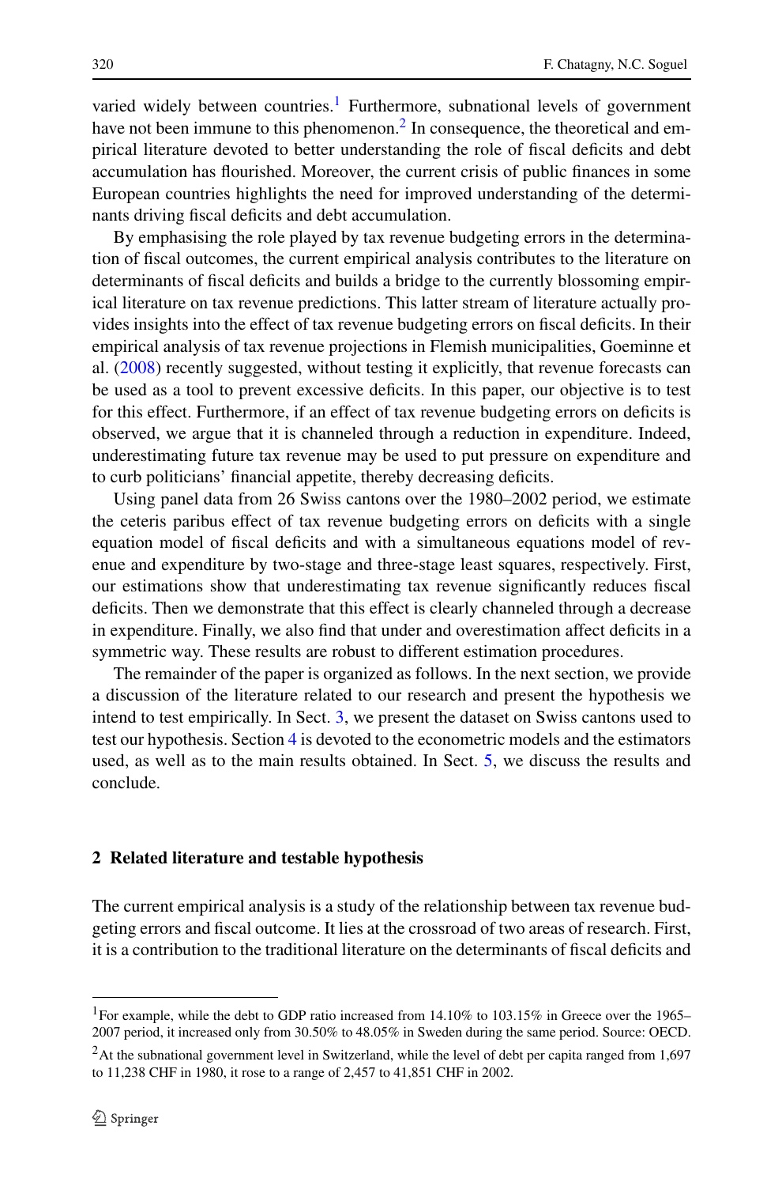varied widely between countries.[1] Furthermore, subnational levels of government have not been immune to this phenomenon.[2] In consequence, the theoretical and empirical literature devoted to better understanding the role of fiscal deficits and debt accumulation has flourished. Moreover, the current crisis of public finances in some European countries highlights the need for improved understanding of the determinants driving fiscal deficits and debt accumulation.

By emphasising the role played by tax revenue budgeting errors in the determination of fiscal outcomes, the current empirical analysis contributes to the literature on determinants of fiscal deficits and builds a bridge to the currently blossoming empirical literature on tax revenue predictions. This latter stream of literature actually provides insights into the effect of tax revenue budgeting errors on fiscal deficits. In their empirical analysis of tax revenue projections in Flemish municipalities, Goeminne et al. (2008) recently suggested, without testing it explicitly, that revenue forecasts can be used as a tool to prevent excessive deficits. In this paper, our objective is to test for this effect. Furthermore, if an effect of tax revenue budgeting errors on deficits is observed, we argue that it is channeled through a reduction in expenditure. Indeed, underestimating future tax revenue may be used to put pressure on expenditure and to curb politicians' financial appetite, thereby decreasing deficits.

Using panel data from 26 Swiss cantons over the 1980–2002 period, we estimate the ceteris paribus effect of tax revenue budgeting errors on deficits with a single equation model of fiscal deficits and with a simultaneous equations model of revenue and expenditure by two-stage and three-stage least squares, respectively. First, our estimations show that underestimating tax revenue significantly reduces fiscal deficits. Then we demonstrate that this effect is clearly channeled through a decrease in expenditure. Finally, we also find that under and overestimation affect deficits in a symmetric way. These results are robust to different estimation procedures.

The remainder of the paper is organized as follows. In the next section, we provide a discussion of the literature related to our research and present the hypothesis we intend to test empirically. In Sect. 3, we present the dataset on Swiss cantons used to test our hypothesis. Section 4 is devoted to the econometric models and the estimators used, as well as to the main results obtained. In Sect. 5, we discuss the results and conclude.

## 2 Related literature and testable hypothesis

The current empirical analysis is a study of the relationship between tax revenue budgeting errors and fiscal outcome. It lies at the crossroad of two areas of research. First, it is a contribution to the traditional literature on the determinants of fiscal deficits and

---

[1] For example, while the debt to GDP ratio increased from 14.10% to 103.15% in Greece over the 1965–2007 period, it increased only from 30.50% to 48.05% in Sweden during the same period. Source: OECD.

[2] At the subnational government level in Switzerland, while the level of debt per capita ranged from 1,697 to 11,238 CHF in 1980, it rose to a range of 2,457 to 41,851 CHF in 2002.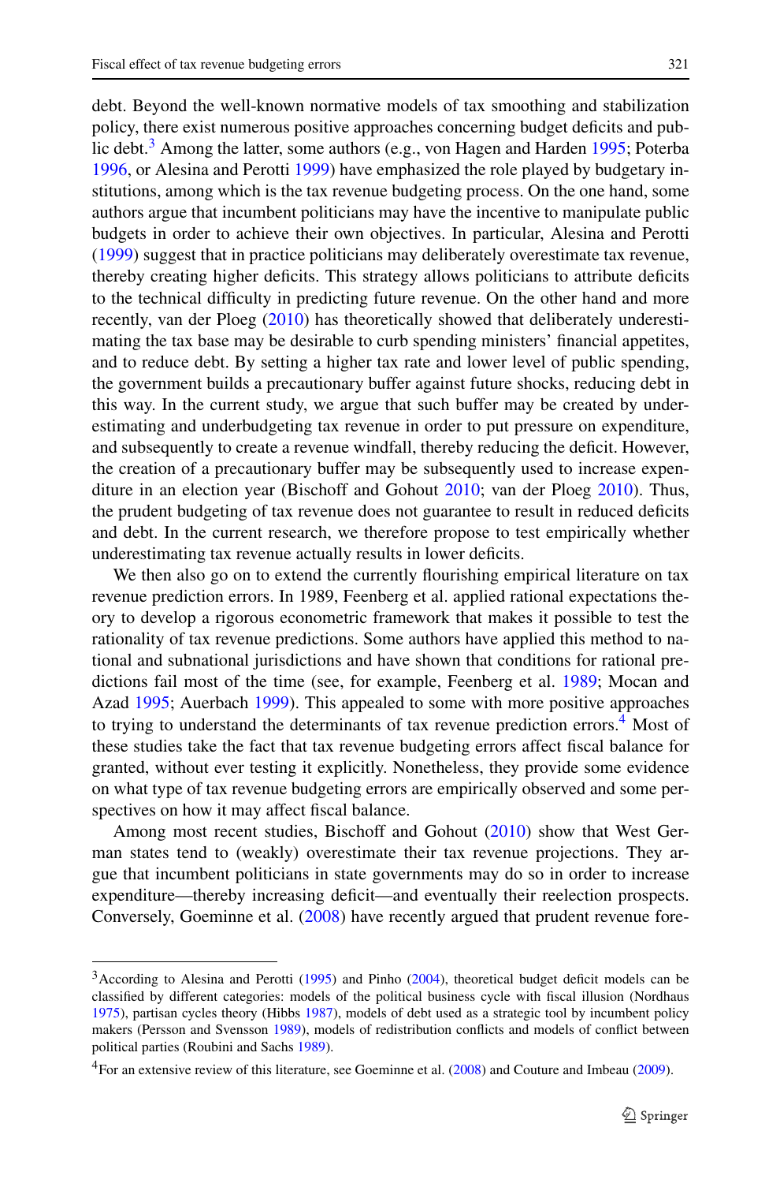debt. Beyond the well-known normative models of tax smoothing and stabilization policy, there exist numerous positive approaches concerning budget deficits and public debt.[3] Among the latter, some authors (e.g., von Hagen and Harden 1995; Poterba 1996, or Alesina and Perotti 1999) have emphasized the role played by budgetary institutions, among which is the tax revenue budgeting process. On the one hand, some authors argue that incumbent politicians may have the incentive to manipulate public budgets in order to achieve their own objectives. In particular, Alesina and Perotti (1999) suggest that in practice politicians may deliberately overestimate tax revenue, thereby creating higher deficits. This strategy allows politicians to attribute deficits to the technical difficulty in predicting future revenue. On the other hand and more recently, van der Ploeg (2010) has theoretically showed that deliberately underestimating the tax base may be desirable to curb spending ministers' financial appetites, and to reduce debt. By setting a higher tax rate and lower level of public spending, the government builds a precautionary buffer against future shocks, reducing debt in this way. In the current study, we argue that such buffer may be created by underestimating and underbudgeting tax revenue in order to put pressure on expenditure, and subsequently to create a revenue windfall, thereby reducing the deficit. However, the creation of a precautionary buffer may be subsequently used to increase expenditure in an election year (Bischoff and Gohout 2010; van der Ploeg 2010). Thus, the prudent budgeting of tax revenue does not guarantee to result in reduced deficits and debt. In the current research, we therefore propose to test empirically whether underestimating tax revenue actually results in lower deficits.

We then also go on to extend the currently flourishing empirical literature on tax revenue prediction errors. In 1989, Feenberg et al. applied rational expectations theory to develop a rigorous econometric framework that makes it possible to test the rationality of tax revenue predictions. Some authors have applied this method to national and subnational jurisdictions and have shown that conditions for rational predictions fail most of the time (see, for example, Feenberg et al. 1989; Mocan and Azad 1995; Auerbach 1999). This appealed to some with more positive approaches to trying to understand the determinants of tax revenue prediction errors.[4] Most of these studies take the fact that tax revenue budgeting errors affect fiscal balance for granted, without ever testing it explicitly. Nonetheless, they provide some evidence on what type of tax revenue budgeting errors are empirically observed and some perspectives on how it may affect fiscal balance.

Among most recent studies, Bischoff and Gohout (2010) show that West German states tend to (weakly) overestimate their tax revenue projections. They argue that incumbent politicians in state governments may do so in order to increase expenditure—thereby increasing deficit—and eventually their reelection prospects. Conversely, Goeminne et al. (2008) have recently argued that prudent revenue fore-

---

[3] According to Alesina and Perotti (1995) and Pinho (2004), theoretical budget deficit models can be classified by different categories: models of the political business cycle with fiscal illusion (Nordhaus 1975), partisan cycles theory (Hibbs 1987), models of debt used as a strategic tool by incumbent policy makers (Persson and Svensson 1989), models of redistribution conflicts and models of conflict between political parties (Roubini and Sachs 1989).

[4] For an extensive review of this literature, see Goeminne et al. (2008) and Couture and Imbeau (2009).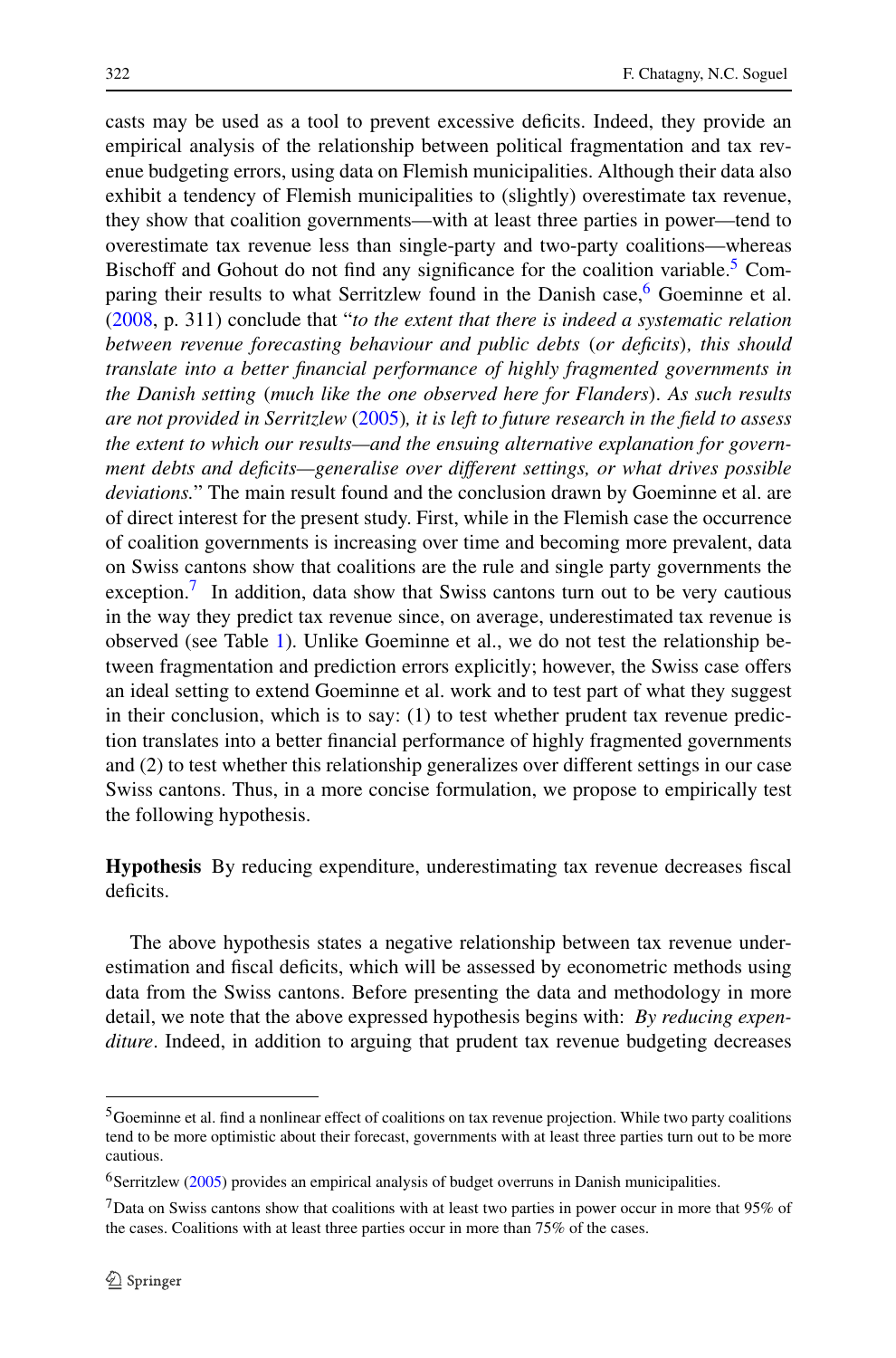casts may be used as a tool to prevent excessive deficits. Indeed, they provide an empirical analysis of the relationship between political fragmentation and tax revenue budgeting errors, using data on Flemish municipalities. Although their data also exhibit a tendency of Flemish municipalities to (slightly) overestimate tax revenue, they show that coalition governments—with at least three parties in power—tend to overestimate tax revenue less than single-party and two-party coalitions—whereas Bischoff and Gohout do not find any significance for the coalition variable.[5] Comparing their results to what Serritzlew found in the Danish case,[6] Goeminne et al. (2008, p. 311) conclude that "*to the extent that there is indeed a systematic relation between revenue forecasting behaviour and public debts* (*or deficits*)*, this should translate into a better financial performance of highly fragmented governments in the Danish setting* (*much like the one observed here for Flanders*)*. As such results are not provided in Serritzlew* (2005)*, it is left to future research in the field to assess the extent to which our results—and the ensuing alternative explanation for government debts and deficits—generalise over different settings, or what drives possible deviations.*" The main result found and the conclusion drawn by Goeminne et al. are of direct interest for the present study. First, while in the Flemish case the occurrence of coalition governments is increasing over time and becoming more prevalent, data on Swiss cantons show that coalitions are the rule and single party governments the exception.[7] In addition, data show that Swiss cantons turn out to be very cautious in the way they predict tax revenue since, on average, underestimated tax revenue is observed (see Table 1). Unlike Goeminne et al., we do not test the relationship between fragmentation and prediction errors explicitly; however, the Swiss case offers an ideal setting to extend Goeminne et al. work and to test part of what they suggest in their conclusion, which is to say: (1) to test whether prudent tax revenue prediction translates into a better financial performance of highly fragmented governments and (2) to test whether this relationship generalizes over different settings in our case Swiss cantons. Thus, in a more concise formulation, we propose to empirically test the following hypothesis.

**Hypothesis** By reducing expenditure, underestimating tax revenue decreases fiscal deficits.

The above hypothesis states a negative relationship between tax revenue underestimation and fiscal deficits, which will be assessed by econometric methods using data from the Swiss cantons. Before presenting the data and methodology in more detail, we note that the above expressed hypothesis begins with: *By reducing expenditure*. Indeed, in addition to arguing that prudent tax revenue budgeting decreases

[5] Goeminne et al. find a nonlinear effect of coalitions on tax revenue projection. While two party coalitions tend to be more optimistic about their forecast, governments with at least three parties turn out to be more cautious.

[6] Serritzlew (2005) provides an empirical analysis of budget overruns in Danish municipalities.

[7] Data on Swiss cantons show that coalitions with at least two parties in power occur in more that 95% of the cases. Coalitions with at least three parties occur in more than 75% of the cases.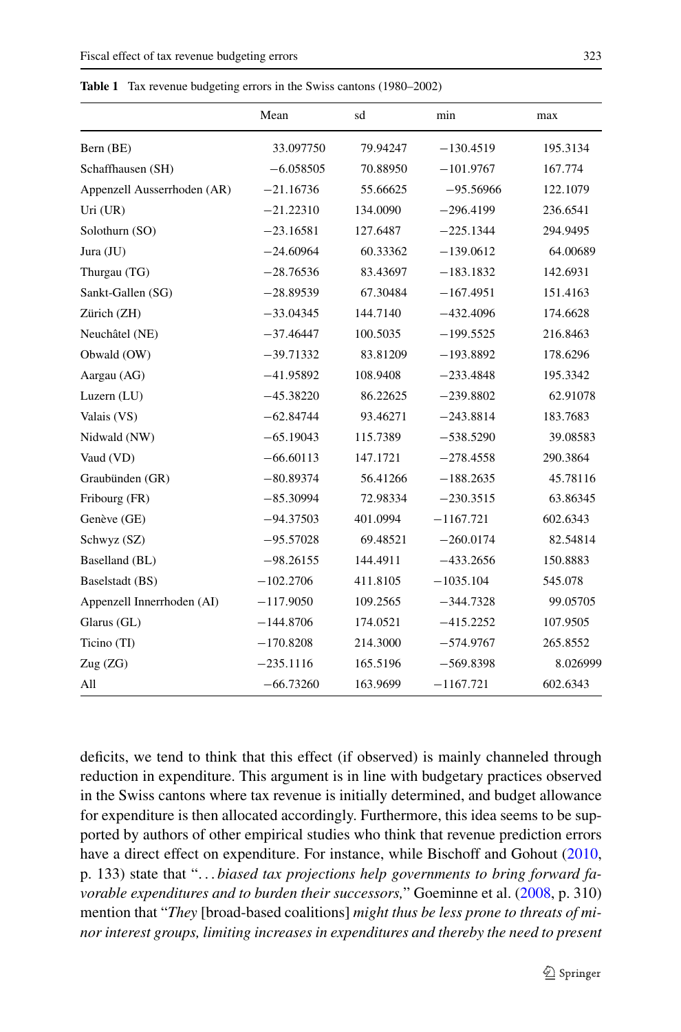**Table 1** Tax revenue budgeting errors in the Swiss cantons (1980–2002)

| | Mean | sd | min | max |
|---|---|---|---|---|
| Bern (BE) | 33.097750 | 79.94247 | −130.4519 | 195.3134 |
| Schaffhausen (SH) | −6.058505 | 70.88950 | −101.9767 | 167.774 |
| Appenzell Ausserrhoden (AR) | −21.16736 | 55.66625 | −95.56966 | 122.1079 |
| Uri (UR) | −21.22310 | 134.0090 | −296.4199 | 236.6541 |
| Solothurn (SO) | −23.16581 | 127.6487 | −225.1344 | 294.9495 |
| Jura (JU) | −24.60964 | 60.33362 | −139.0612 | 64.00689 |
| Thurgau (TG) | −28.76536 | 83.43697 | −183.1832 | 142.6931 |
| Sankt-Gallen (SG) | −28.89539 | 67.30484 | −167.4951 | 151.4163 |
| Zürich (ZH) | −33.04345 | 144.7140 | −432.4096 | 174.6628 |
| Neuchâtel (NE) | −37.46447 | 100.5035 | −199.5525 | 216.8463 |
| Obwald (OW) | −39.71332 | 83.81209 | −193.8892 | 178.6296 |
| Aargau (AG) | −41.95892 | 108.9408 | −233.4848 | 195.3342 |
| Luzern (LU) | −45.38220 | 86.22625 | −239.8802 | 62.91078 |
| Valais (VS) | −62.84744 | 93.46271 | −243.8814 | 183.7683 |
| Nidwald (NW) | −65.19043 | 115.7389 | −538.5290 | 39.08583 |
| Vaud (VD) | −66.60113 | 147.1721 | −278.4558 | 290.3864 |
| Graubünden (GR) | −80.89374 | 56.41266 | −188.2635 | 45.78116 |
| Fribourg (FR) | −85.30994 | 72.98334 | −230.3515 | 63.86345 |
| Genève (GE) | −94.37503 | 401.0994 | −1167.721 | 602.6343 |
| Schwyz (SZ) | −95.57028 | 69.48521 | −260.0174 | 82.54814 |
| Baselland (BL) | −98.26155 | 144.4911 | −433.2656 | 150.8883 |
| Baselstadt (BS) | −102.2706 | 411.8105 | −1035.104 | 545.078 |
| Appenzell Innerrhoden (AI) | −117.9050 | 109.2565 | −344.7328 | 99.05705 |
| Glarus (GL) | −144.8706 | 174.0521 | −415.2252 | 107.9505 |
| Ticino (TI) | −170.8208 | 214.3000 | −574.9767 | 265.8552 |
| Zug (ZG) | −235.1116 | 165.5196 | −569.8398 | 8.026999 |
| All | −66.73260 | 163.9699 | −1167.721 | 602.6343 |

deficits, we tend to think that this effect (if observed) is mainly channeled through reduction in expenditure. This argument is in line with budgetary practices observed in the Swiss cantons where tax revenue is initially determined, and budget allowance for expenditure is then allocated accordingly. Furthermore, this idea seems to be supported by authors of other empirical studies who think that revenue prediction errors have a direct effect on expenditure. For instance, while Bischoff and Gohout (2010, p. 133) state that "*…biased tax projections help governments to bring forward favorable expenditures and to burden their successors,*" Goeminne et al. (2008, p. 310) mention that "*They* [broad-based coalitions] *might thus be less prone to threats of minor interest groups, limiting increases in expenditures and thereby the need to present*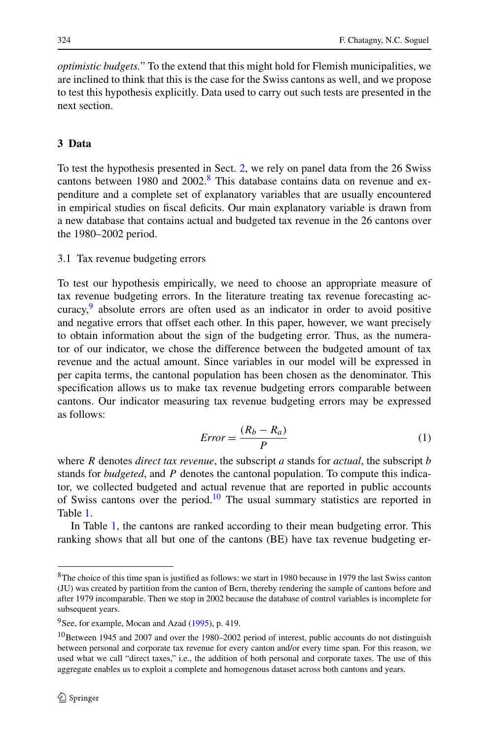*optimistic budgets.*" To the extend that this might hold for Flemish municipalities, we are inclined to think that this is the case for the Swiss cantons as well, and we propose to test this hypothesis explicitly. Data used to carry out such tests are presented in the next section.

## 3 Data

To test the hypothesis presented in Sect. 2, we rely on panel data from the 26 Swiss cantons between 1980 and 2002.[8] This database contains data on revenue and expenditure and a complete set of explanatory variables that are usually encountered in empirical studies on fiscal deficits. Our main explanatory variable is drawn from a new database that contains actual and budgeted tax revenue in the 26 cantons over the 1980–2002 period.

### 3.1 Tax revenue budgeting errors

To test our hypothesis empirically, we need to choose an appropriate measure of tax revenue budgeting errors. In the literature treating tax revenue forecasting accuracy,[9] absolute errors are often used as an indicator in order to avoid positive and negative errors that offset each other. In this paper, however, we want precisely to obtain information about the sign of the budgeting error. Thus, as the numerator of our indicator, we chose the difference between the budgeted amount of tax revenue and the actual amount. Since variables in our model will be expressed in per capita terms, the cantonal population has been chosen as the denominator. This specification allows us to make tax revenue budgeting errors comparable between cantons. Our indicator measuring tax revenue budgeting errors may be expressed as follows:

$$Error = \frac{(R_b - R_a)}{P} \tag{1}$$

where $R$ denotes *direct tax revenue*, the subscript $a$ stands for *actual*, the subscript $b$ stands for *budgeted*, and $P$ denotes the cantonal population. To compute this indicator, we collected budgeted and actual revenue that are reported in public accounts of Swiss cantons over the period.[10] The usual summary statistics are reported in Table 1.

In Table 1, the cantons are ranked according to their mean budgeting error. This ranking shows that all but one of the cantons (BE) have tax revenue budgeting er-

---

[8] The choice of this time span is justified as follows: we start in 1980 because in 1979 the last Swiss canton (JU) was created by partition from the canton of Bern, thereby rendering the sample of cantons before and after 1979 incomparable. Then we stop in 2002 because the database of control variables is incomplete for subsequent years.

[9] See, for example, Mocan and Azad (1995), p. 419.

[10] Between 1945 and 2007 and over the 1980–2002 period of interest, public accounts do not distinguish between personal and corporate tax revenue for every canton and/or every time span. For this reason, we used what we call "direct taxes," i.e., the addition of both personal and corporate taxes. The use of this aggregate enables us to exploit a complete and homogenous dataset across both cantons and years.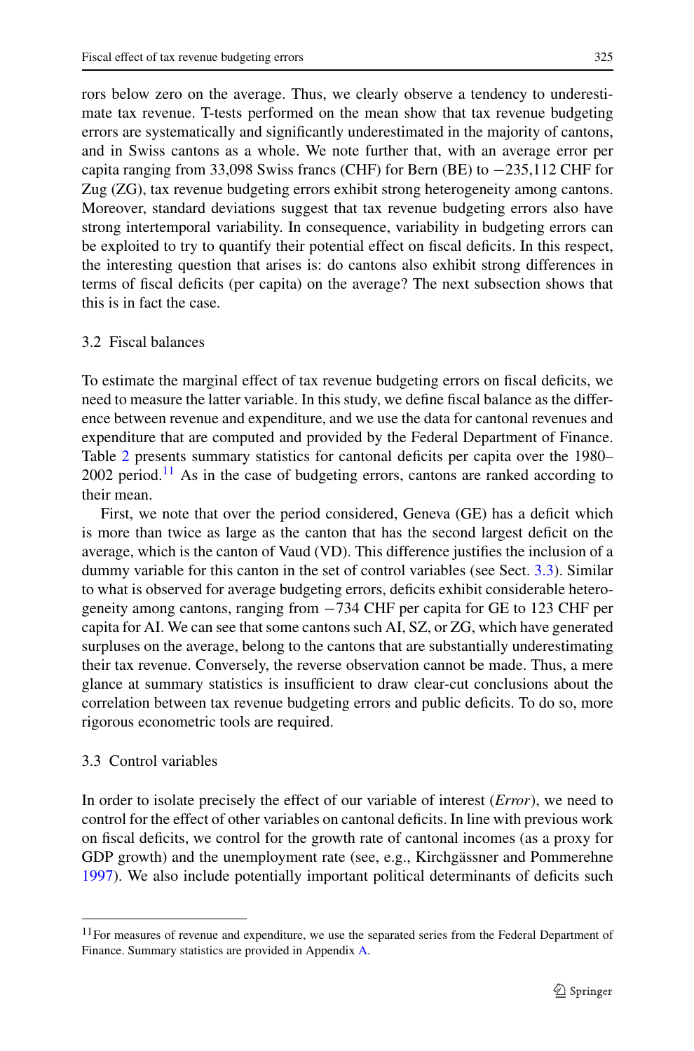rors below zero on the average. Thus, we clearly observe a tendency to underestimate tax revenue. T-tests performed on the mean show that tax revenue budgeting errors are systematically and significantly underestimated in the majority of cantons, and in Swiss cantons as a whole. We note further that, with an average error per capita ranging from 33,098 Swiss francs (CHF) for Bern (BE) to −235,112 CHF for Zug (ZG), tax revenue budgeting errors exhibit strong heterogeneity among cantons. Moreover, standard deviations suggest that tax revenue budgeting errors also have strong intertemporal variability. In consequence, variability in budgeting errors can be exploited to try to quantify their potential effect on fiscal deficits. In this respect, the interesting question that arises is: do cantons also exhibit strong differences in terms of fiscal deficits (per capita) on the average? The next subsection shows that this is in fact the case.

### 3.2 Fiscal balances

To estimate the marginal effect of tax revenue budgeting errors on fiscal deficits, we need to measure the latter variable. In this study, we define fiscal balance as the difference between revenue and expenditure, and we use the data for cantonal revenues and expenditure that are computed and provided by the Federal Department of Finance. Table 2 presents summary statistics for cantonal deficits per capita over the 1980–2002 period.[11] As in the case of budgeting errors, cantons are ranked according to their mean.

First, we note that over the period considered, Geneva (GE) has a deficit which is more than twice as large as the canton that has the second largest deficit on the average, which is the canton of Vaud (VD). This difference justifies the inclusion of a dummy variable for this canton in the set of control variables (see Sect. 3.3). Similar to what is observed for average budgeting errors, deficits exhibit considerable heterogeneity among cantons, ranging from −734 CHF per capita for GE to 123 CHF per capita for AI. We can see that some cantons such AI, SZ, or ZG, which have generated surpluses on the average, belong to the cantons that are substantially underestimating their tax revenue. Conversely, the reverse observation cannot be made. Thus, a mere glance at summary statistics is insufficient to draw clear-cut conclusions about the correlation between tax revenue budgeting errors and public deficits. To do so, more rigorous econometric tools are required.

### 3.3 Control variables

In order to isolate precisely the effect of our variable of interest (*Error*), we need to control for the effect of other variables on cantonal deficits. In line with previous work on fiscal deficits, we control for the growth rate of cantonal incomes (as a proxy for GDP growth) and the unemployment rate (see, e.g., Kirchgässner and Pommerehne 1997). We also include potentially important political determinants of deficits such

---

[11] For measures of revenue and expenditure, we use the separated series from the Federal Department of Finance. Summary statistics are provided in Appendix A.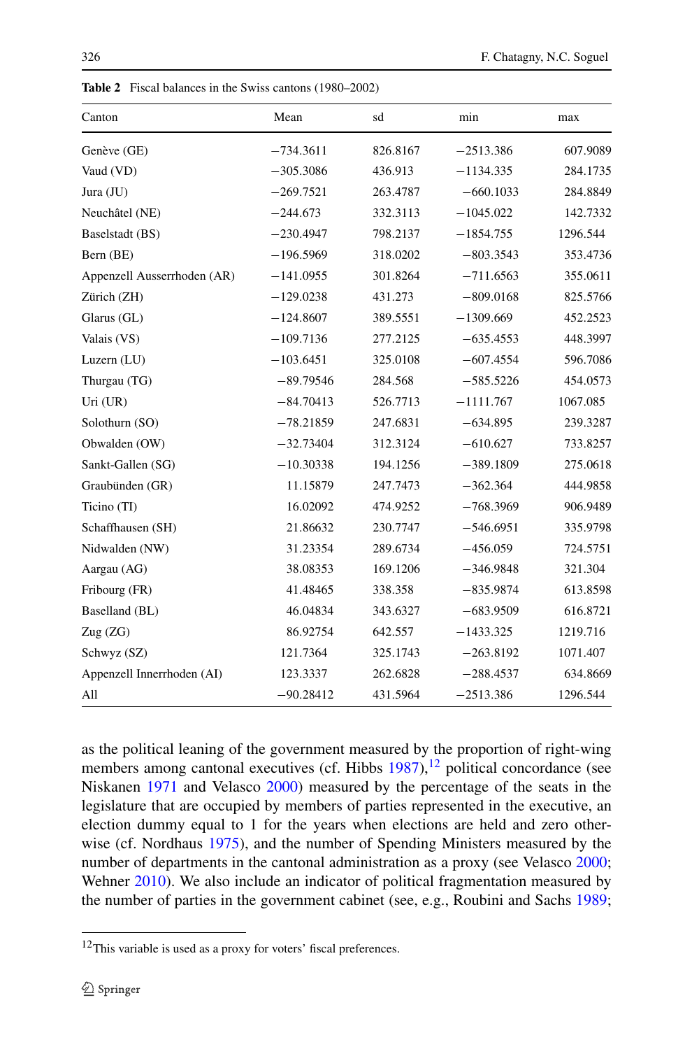**Table 2** Fiscal balances in the Swiss cantons (1980–2002)

| Canton | Mean | sd | min | max |
|---|---|---|---|---|
| Genève (GE) | −734.3611 | 826.8167 | −2513.386 | 607.9089 |
| Vaud (VD) | −305.3086 | 436.913 | −1134.335 | 284.1735 |
| Jura (JU) | −269.7521 | 263.4787 | −660.1033 | 284.8849 |
| Neuchâtel (NE) | −244.673 | 332.3113 | −1045.022 | 142.7332 |
| Baselstadt (BS) | −230.4947 | 798.2137 | −1854.755 | 1296.544 |
| Bern (BE) | −196.5969 | 318.0202 | −803.3543 | 353.4736 |
| Appenzell Ausserrhoden (AR) | −141.0955 | 301.8264 | −711.6563 | 355.0611 |
| Zürich (ZH) | −129.0238 | 431.273 | −809.0168 | 825.5766 |
| Glarus (GL) | −124.8607 | 389.5551 | −1309.669 | 452.2523 |
| Valais (VS) | −109.7136 | 277.2125 | −635.4553 | 448.3997 |
| Luzern (LU) | −103.6451 | 325.0108 | −607.4554 | 596.7086 |
| Thurgau (TG) | −89.79546 | 284.568 | −585.5226 | 454.0573 |
| Uri (UR) | −84.70413 | 526.7713 | −1111.767 | 1067.085 |
| Solothurn (SO) | −78.21859 | 247.6831 | −634.895 | 239.3287 |
| Obwalden (OW) | −32.73404 | 312.3124 | −610.627 | 733.8257 |
| Sankt-Gallen (SG) | −10.30338 | 194.1256 | −389.1809 | 275.0618 |
| Graubünden (GR) | 11.15879 | 247.7473 | −362.364 | 444.9858 |
| Ticino (TI) | 16.02092 | 474.9252 | −768.3969 | 906.9489 |
| Schaffhausen (SH) | 21.86632 | 230.7747 | −546.6951 | 335.9798 |
| Nidwalden (NW) | 31.23354 | 289.6734 | −456.059 | 724.5751 |
| Aargau (AG) | 38.08353 | 169.1206 | −346.9848 | 321.304 |
| Fribourg (FR) | 41.48465 | 338.358 | −835.9874 | 613.8598 |
| Baselland (BL) | 46.04834 | 343.6327 | −683.9509 | 616.8721 |
| Zug (ZG) | 86.92754 | 642.557 | −1433.325 | 1219.716 |
| Schwyz (SZ) | 121.7364 | 325.1743 | −263.8192 | 1071.407 |
| Appenzell Innerrhoden (AI) | 123.3337 | 262.6828 | −288.4537 | 634.8669 |
| All | −90.28412 | 431.5964 | −2513.386 | 1296.544 |

as the political leaning of the government measured by the proportion of right-wing members among cantonal executives (cf. Hibbs 1987),[12] political concordance (see Niskanen 1971 and Velasco 2000) measured by the percentage of the seats in the legislature that are occupied by members of parties represented in the executive, an election dummy equal to 1 for the years when elections are held and zero otherwise (cf. Nordhaus 1975), and the number of Spending Ministers measured by the number of departments in the cantonal administration as a proxy (see Velasco 2000; Wehner 2010). We also include an indicator of political fragmentation measured by the number of parties in the government cabinet (see, e.g., Roubini and Sachs 1989;

[12]This variable is used as a proxy for voters' fiscal preferences.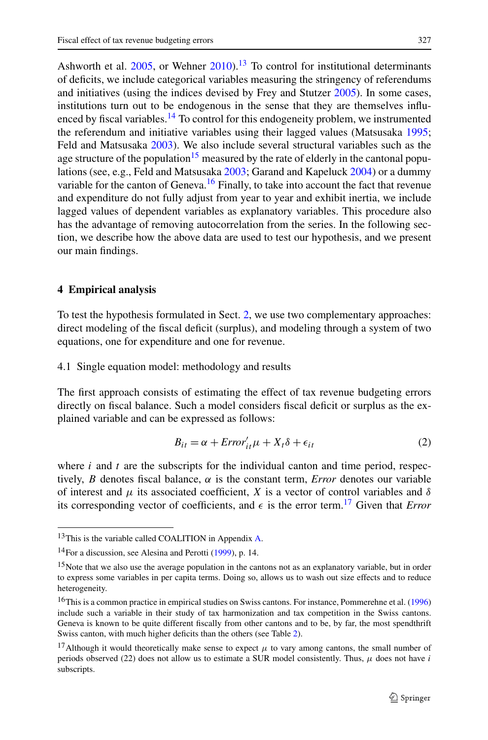Ashworth et al. 2005, or Wehner 2010).[13] To control for institutional determinants of deficits, we include categorical variables measuring the stringency of referendums and initiatives (using the indices devised by Frey and Stutzer 2005). In some cases, institutions turn out to be endogenous in the sense that they are themselves influenced by fiscal variables.[14] To control for this endogeneity problem, we instrumented the referendum and initiative variables using their lagged values (Matsusaka 1995; Feld and Matsusaka 2003). We also include several structural variables such as the age structure of the population[15] measured by the rate of elderly in the cantonal populations (see, e.g., Feld and Matsusaka 2003; Garand and Kapeluck 2004) or a dummy variable for the canton of Geneva.[16] Finally, to take into account the fact that revenue and expenditure do not fully adjust from year to year and exhibit inertia, we include lagged values of dependent variables as explanatory variables. This procedure also has the advantage of removing autocorrelation from the series. In the following section, we describe how the above data are used to test our hypothesis, and we present our main findings.

## 4 Empirical analysis

To test the hypothesis formulated in Sect. 2, we use two complementary approaches: direct modeling of the fiscal deficit (surplus), and modeling through a system of two equations, one for expenditure and one for revenue.

### 4.1 Single equation model: methodology and results

The first approach consists of estimating the effect of tax revenue budgeting errors directly on fiscal balance. Such a model considers fiscal deficit or surplus as the explained variable and can be expressed as follows:

$$B_{it} = \alpha + Error'_{it}\mu + X_t\delta + \epsilon_{it} \tag{2}$$

where $i$ and $t$ are the subscripts for the individual canton and time period, respectively, $B$ denotes fiscal balance, $\alpha$ is the constant term, *Error* denotes our variable of interest and $\mu$ its associated coefficient, $X$ is a vector of control variables and $\delta$ its corresponding vector of coefficients, and $\epsilon$ is the error term.[17] Given that *Error*

---

[13] This is the variable called COALITION in Appendix A.

[14] For a discussion, see Alesina and Perotti (1999), p. 14.

[15] Note that we also use the average population in the cantons not as an explanatory variable, but in order to express some variables in per capita terms. Doing so, allows us to wash out size effects and to reduce heterogeneity.

[16] This is a common practice in empirical studies on Swiss cantons. For instance, Pommerehne et al. (1996) include such a variable in their study of tax harmonization and tax competition in the Swiss cantons. Geneva is known to be quite different fiscally from other cantons and to be, by far, the most spendthrift Swiss canton, with much higher deficits than the others (see Table 2).

[17] Although it would theoretically make sense to expect $\mu$ to vary among cantons, the small number of periods observed (22) does not allow us to estimate a SUR model consistently. Thus, $\mu$ does not have $i$ subscripts.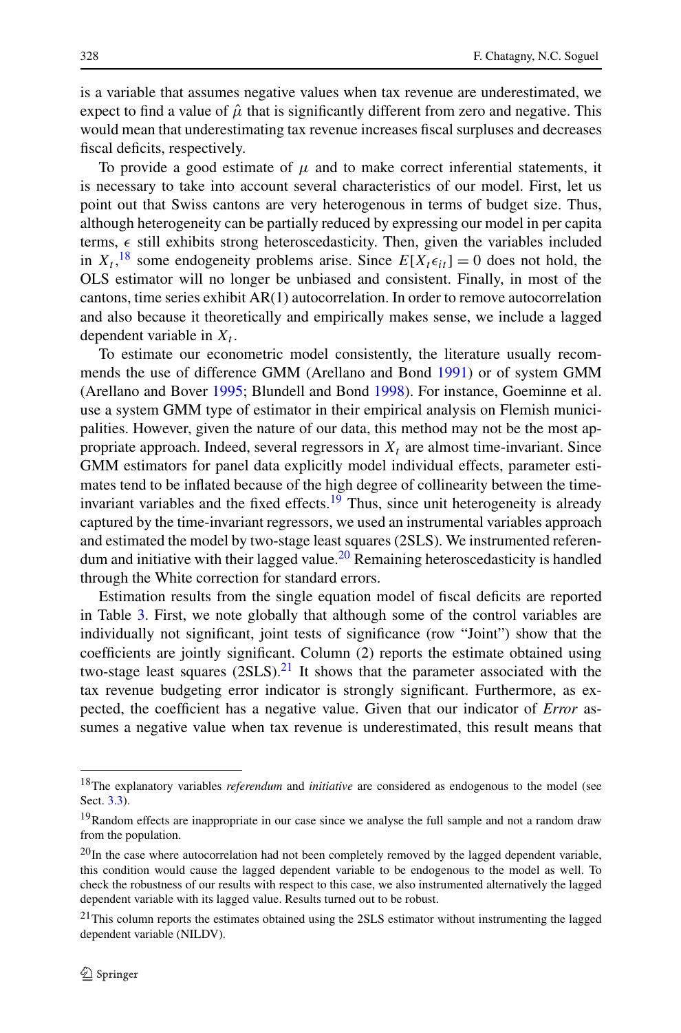is a variable that assumes negative values when tax revenue are underestimated, we expect to find a value of $\hat{\mu}$ that is significantly different from zero and negative. This would mean that underestimating tax revenue increases fiscal surpluses and decreases fiscal deficits, respectively.

To provide a good estimate of $\mu$ and to make correct inferential statements, it is necessary to take into account several characteristics of our model. First, let us point out that Swiss cantons are very heterogenous in terms of budget size. Thus, although heterogeneity can be partially reduced by expressing our model in per capita terms, $\epsilon$ still exhibits strong heteroscedasticity. Then, given the variables included in $X_t$,[18] some endogeneity problems arise. Since $E[X_t \epsilon_{it}] = 0$ does not hold, the OLS estimator will no longer be unbiased and consistent. Finally, in most of the cantons, time series exhibit AR(1) autocorrelation. In order to remove autocorrelation and also because it theoretically and empirically makes sense, we include a lagged dependent variable in $X_t$.

To estimate our econometric model consistently, the literature usually recommends the use of difference GMM (Arellano and Bond 1991) or of system GMM (Arellano and Bover 1995; Blundell and Bond 1998). For instance, Goeminne et al. use a system GMM type of estimator in their empirical analysis on Flemish municipalities. However, given the nature of our data, this method may not be the most appropriate approach. Indeed, several regressors in $X_t$ are almost time-invariant. Since GMM estimators for panel data explicitly model individual effects, parameter estimates tend to be inflated because of the high degree of collinearity between the time-invariant variables and the fixed effects.[19] Thus, since unit heterogeneity is already captured by the time-invariant regressors, we used an instrumental variables approach and estimated the model by two-stage least squares (2SLS). We instrumented referendum and initiative with their lagged value.[20] Remaining heteroscedasticity is handled through the White correction for standard errors.

Estimation results from the single equation model of fiscal deficits are reported in Table 3. First, we note globally that although some of the control variables are individually not significant, joint tests of significance (row "Joint") show that the coefficients are jointly significant. Column (2) reports the estimate obtained using two-stage least squares (2SLS).[21] It shows that the parameter associated with the tax revenue budgeting error indicator is strongly significant. Furthermore, as expected, the coefficient has a negative value. Given that our indicator of *Error* assumes a negative value when tax revenue is underestimated, this result means that

---

[18] The explanatory variables *referendum* and *initiative* are considered as endogenous to the model (see Sect. 3.3).

[19] Random effects are inappropriate in our case since we analyse the full sample and not a random draw from the population.

[20] In the case where autocorrelation had not been completely removed by the lagged dependent variable, this condition would cause the lagged dependent variable to be endogenous to the model as well. To check the robustness of our results with respect to this case, we also instrumented alternatively the lagged dependent variable with its lagged value. Results turned out to be robust.

[21] This column reports the estimates obtained using the 2SLS estimator without instrumenting the lagged dependent variable (NILDV).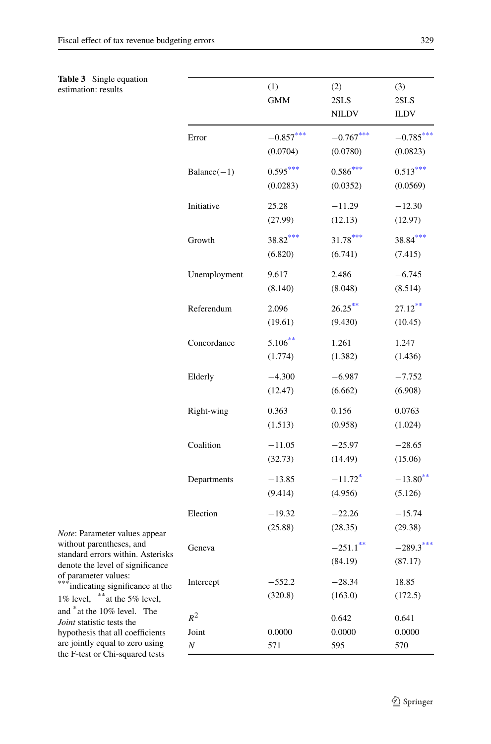**Table 3** Single equation estimation: results

| | (1) GMM | (2) 2SLS NILDV | (3) 2SLS ILDV |
|---|---|---|---|
| Error | −0.857*** | −0.767*** | −0.785*** |
| | (0.0704) | (0.0780) | (0.0823) |
| Balance(−1) | 0.595*** | 0.586*** | 0.513*** |
| | (0.0283) | (0.0352) | (0.0569) |
| Initiative | 25.28 | −11.29 | −12.30 |
| | (27.99) | (12.13) | (12.97) |
| Growth | 38.82*** | 31.78*** | 38.84*** |
| | (6.820) | (6.741) | (7.415) |
| Unemployment | 9.617 | 2.486 | −6.745 |
| | (8.140) | (8.048) | (8.514) |
| Referendum | 2.096 | 26.25** | 27.12** |
| | (19.61) | (9.430) | (10.45) |
| Concordance | 5.106** | 1.261 | 1.247 |
| | (1.774) | (1.382) | (1.436) |
| Elderly | −4.300 | −6.987 | −7.752 |
| | (12.47) | (6.662) | (6.908) |
| Right-wing | 0.363 | 0.156 | 0.0763 |
| | (1.513) | (0.958) | (1.024) |
| Coalition | −11.05 | −25.97 | −28.65 |
| | (32.73) | (14.49) | (15.06) |
| Departments | −13.85 | −11.72* | −13.80** |
| | (9.414) | (4.956) | (5.126) |
| Election | −19.32 | −22.26 | −15.74 |
| | (25.88) | (28.35) | (29.38) |
| Geneva | | −251.1** | −289.3*** |
| | | (84.19) | (87.17) |
| Intercept | −552.2 | −28.34 | 18.85 |
| | (320.8) | (163.0) | (172.5) |
| $R^2$ | | 0.642 | 0.641 |
| Joint | 0.0000 | 0.0000 | 0.0000 |
| $N$ | 571 | 595 | 570 |

*Note*: Parameter values appear without parentheses, and standard errors within. Asterisks denote the level of significance of parameter values: *** indicating significance at the 1% level, ** at the 5% level, and * at the 10% level. The *Joint* statistic tests the hypothesis that all coefficients are jointly equal to zero using the F-test or Chi-squared tests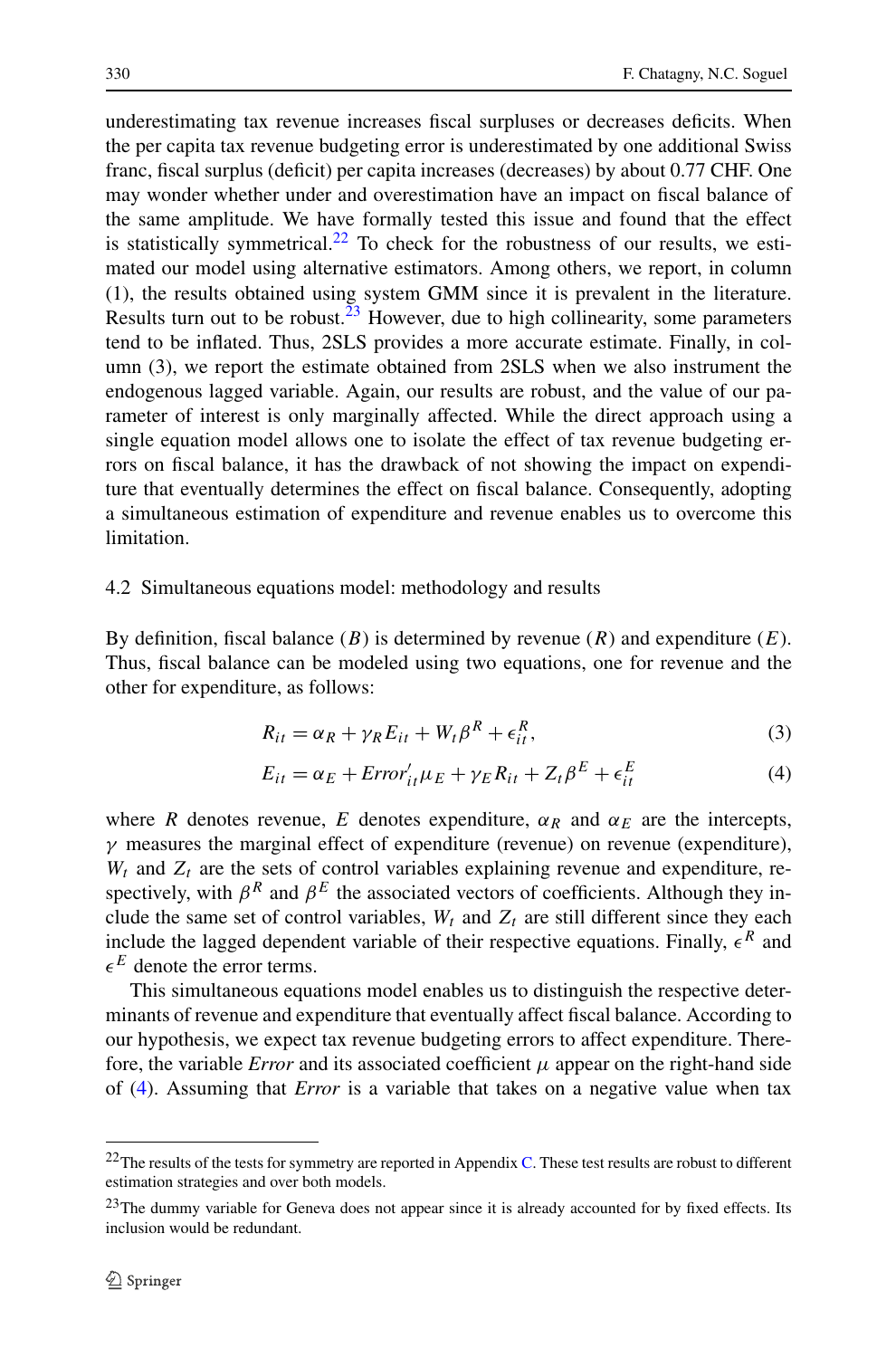underestimating tax revenue increases fiscal surpluses or decreases deficits. When the per capita tax revenue budgeting error is underestimated by one additional Swiss franc, fiscal surplus (deficit) per capita increases (decreases) by about 0.77 CHF. One may wonder whether under and overestimation have an impact on fiscal balance of the same amplitude. We have formally tested this issue and found that the effect is statistically symmetrical.[22] To check for the robustness of our results, we estimated our model using alternative estimators. Among others, we report, in column (1), the results obtained using system GMM since it is prevalent in the literature. Results turn out to be robust.[23] However, due to high collinearity, some parameters tend to be inflated. Thus, 2SLS provides a more accurate estimate. Finally, in column (3), we report the estimate obtained from 2SLS when we also instrument the endogenous lagged variable. Again, our results are robust, and the value of our parameter of interest is only marginally affected. While the direct approach using a single equation model allows one to isolate the effect of tax revenue budgeting errors on fiscal balance, it has the drawback of not showing the impact on expenditure that eventually determines the effect on fiscal balance. Consequently, adopting a simultaneous estimation of expenditure and revenue enables us to overcome this limitation.

### 4.2 Simultaneous equations model: methodology and results

By definition, fiscal balance ($B$) is determined by revenue ($R$) and expenditure ($E$). Thus, fiscal balance can be modeled using two equations, one for revenue and the other for expenditure, as follows:

$$R_{it} = \alpha_R + \gamma_R E_{it} + W_t \beta^R + \epsilon_{it}^R, \tag{3}$$

$$E_{it} = \alpha_E + Error'_{it} \mu_E + \gamma_E R_{it} + Z_t \beta^E + \epsilon_{it}^E \tag{4}$$

where $R$ denotes revenue, $E$ denotes expenditure, $\alpha_R$ and $\alpha_E$ are the intercepts, $\gamma$ measures the marginal effect of expenditure (revenue) on revenue (expenditure), $W_t$ and $Z_t$ are the sets of control variables explaining revenue and expenditure, respectively, with $\beta^R$ and $\beta^E$ the associated vectors of coefficients. Although they include the same set of control variables, $W_t$ and $Z_t$ are still different since they each include the lagged dependent variable of their respective equations. Finally, $\epsilon^R$ and $\epsilon^E$ denote the error terms.

This simultaneous equations model enables us to distinguish the respective determinants of revenue and expenditure that eventually affect fiscal balance. According to our hypothesis, we expect tax revenue budgeting errors to affect expenditure. Therefore, the variable *Error* and its associated coefficient $\mu$ appear on the right-hand side of (4). Assuming that *Error* is a variable that takes on a negative value when tax

---

[22] The results of the tests for symmetry are reported in Appendix C. These test results are robust to different estimation strategies and over both models.

[23] The dummy variable for Geneva does not appear since it is already accounted for by fixed effects. Its inclusion would be redundant.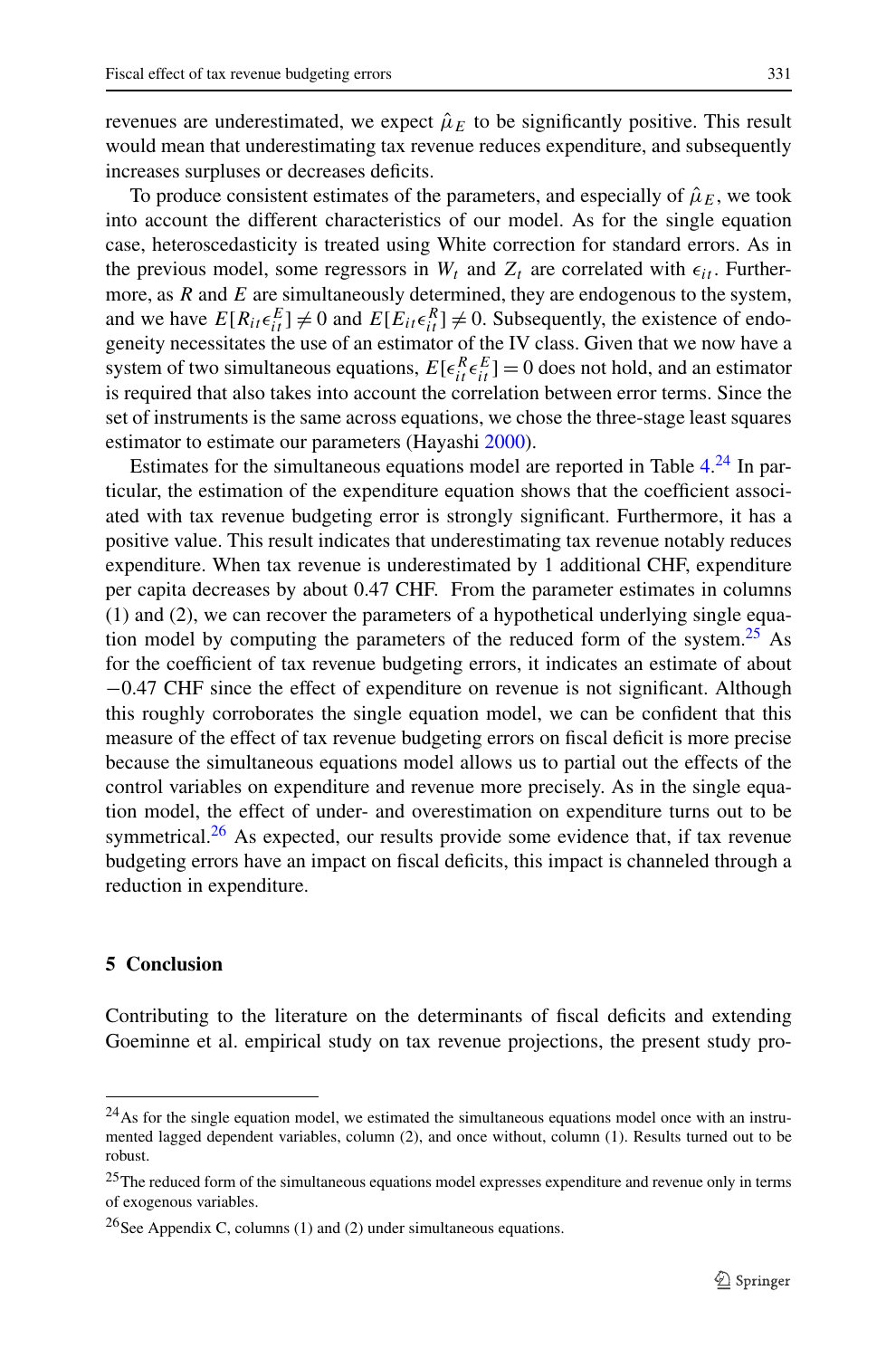revenues are underestimated, we expect $\hat{\mu}_E$ to be significantly positive. This result would mean that underestimating tax revenue reduces expenditure, and subsequently increases surpluses or decreases deficits.

To produce consistent estimates of the parameters, and especially of $\hat{\mu}_E$, we took into account the different characteristics of our model. As for the single equation case, heteroscedasticity is treated using White correction for standard errors. As in the previous model, some regressors in $W_t$ and $Z_t$ are correlated with $\epsilon_{it}$. Furthermore, as $R$ and $E$ are simultaneously determined, they are endogenous to the system, and we have $E[R_{it}\epsilon_{it}^E] \neq 0$ and $E[E_{it}\epsilon_{it}^R] \neq 0$. Subsequently, the existence of endogeneity necessitates the use of an estimator of the IV class. Given that we now have a system of two simultaneous equations, $E[\epsilon_{it}^R \epsilon_{it}^E] = 0$ does not hold, and an estimator is required that also takes into account the correlation between error terms. Since the set of instruments is the same across equations, we chose the three-stage least squares estimator to estimate our parameters (Hayashi 2000).

Estimates for the simultaneous equations model are reported in Table 4.[24] In particular, the estimation of the expenditure equation shows that the coefficient associated with tax revenue budgeting error is strongly significant. Furthermore, it has a positive value. This result indicates that underestimating tax revenue notably reduces expenditure. When tax revenue is underestimated by 1 additional CHF, expenditure per capita decreases by about 0.47 CHF. From the parameter estimates in columns (1) and (2), we can recover the parameters of a hypothetical underlying single equation model by computing the parameters of the reduced form of the system.[25] As for the coefficient of tax revenue budgeting errors, it indicates an estimate of about $-0.47$ CHF since the effect of expenditure on revenue is not significant. Although this roughly corroborates the single equation model, we can be confident that this measure of the effect of tax revenue budgeting errors on fiscal deficit is more precise because the simultaneous equations model allows us to partial out the effects of the control variables on expenditure and revenue more precisely. As in the single equation model, the effect of under- and overestimation on expenditure turns out to be symmetrical.[26] As expected, our results provide some evidence that, if tax revenue budgeting errors have an impact on fiscal deficits, this impact is channeled through a reduction in expenditure.

## 5 Conclusion

Contributing to the literature on the determinants of fiscal deficits and extending Goeminne et al. empirical study on tax revenue projections, the present study pro-

---

[24] As for the single equation model, we estimated the simultaneous equations model once with an instrumented lagged dependent variables, column (2), and once without, column (1). Results turned out to be robust.

[25] The reduced form of the simultaneous equations model expresses expenditure and revenue only in terms of exogenous variables.

[26] See Appendix C, columns (1) and (2) under simultaneous equations.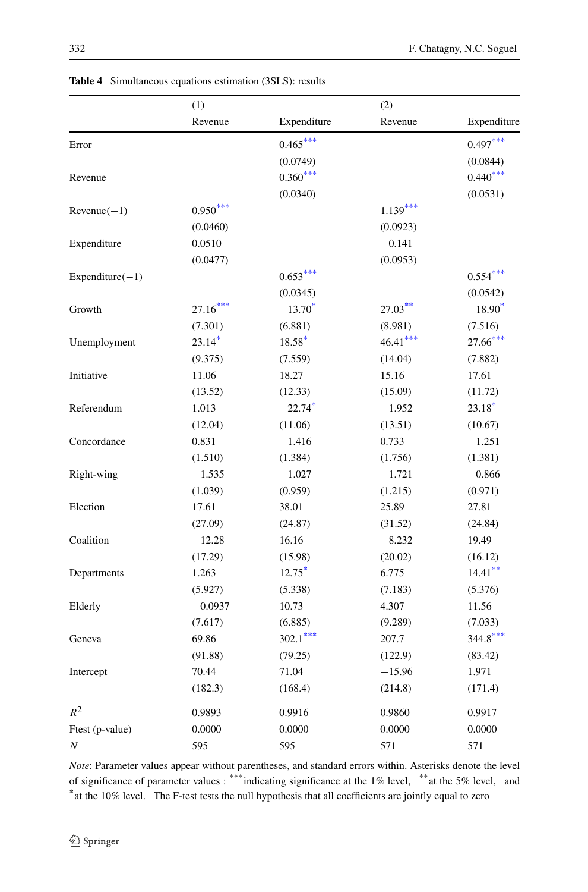**Table 4** Simultaneous equations estimation (3SLS): results

| | (1) | | (2) | |
|---|---|---|---|---|
| | Revenue | Expenditure | Revenue | Expenditure |
| Error | | 0.465*** | | 0.497*** |
| | | (0.0749) | | (0.0844) |
| Revenue | | 0.360*** | | 0.440*** |
| | | (0.0340) | | (0.0531) |
| Revenue(−1) | 0.950*** | | 1.139*** | |
| | (0.0460) | | (0.0923) | |
| Expenditure | 0.0510 | | −0.141 | |
| | (0.0477) | | (0.0953) | |
| Expenditure(−1) | | 0.653*** | | 0.554*** |
| | | (0.0345) | | (0.0542) |
| Growth | 27.16*** | −13.70* | 27.03** | −18.90* |
| | (7.301) | (6.881) | (8.981) | (7.516) |
| Unemployment | 23.14* | 18.58* | 46.41*** | 27.66*** |
| | (9.375) | (7.559) | (14.04) | (7.882) |
| Initiative | 11.06 | 18.27 | 15.16 | 17.61 |
| | (13.52) | (12.33) | (15.09) | (11.72) |
| Referendum | 1.013 | −22.74* | −1.952 | 23.18* |
| | (12.04) | (11.06) | (13.51) | (10.67) |
| Concordance | 0.831 | −1.416 | 0.733 | −1.251 |
| | (1.510) | (1.384) | (1.756) | (1.381) |
| Right-wing | −1.535 | −1.027 | −1.721 | −0.866 |
| | (1.039) | (0.959) | (1.215) | (0.971) |
| Election | 17.61 | 38.01 | 25.89 | 27.81 |
| | (27.09) | (24.87) | (31.52) | (24.84) |
| Coalition | −12.28 | 16.16 | −8.232 | 19.49 |
| | (17.29) | (15.98) | (20.02) | (16.12) |
| Departments | 1.263 | 12.75* | 6.775 | 14.41** |
| | (5.927) | (5.338) | (7.183) | (5.376) |
| Elderly | −0.0937 | 10.73 | 4.307 | 11.56 |
| | (7.617) | (6.885) | (9.289) | (7.033) |
| Geneva | 69.86 | 302.1*** | 207.7 | 344.8*** |
| | (91.88) | (79.25) | (122.9) | (83.42) |
| Intercept | 70.44 | 71.04 | −15.96 | 1.971 |
| | (182.3) | (168.4) | (214.8) | (171.4) |
| $R^2$ | 0.9893 | 0.9916 | 0.9860 | 0.9917 |
| Ftest (p-value) | 0.0000 | 0.0000 | 0.0000 | 0.0000 |
| $N$ | 595 | 595 | 571 | 571 |

*Note*: Parameter values appear without parentheses, and standard errors within. Asterisks denote the level of significance of parameter values : *** indicating significance at the 1% level, ** at the 5% level, and * at the 10% level. The F-test tests the null hypothesis that all coefficients are jointly equal to zero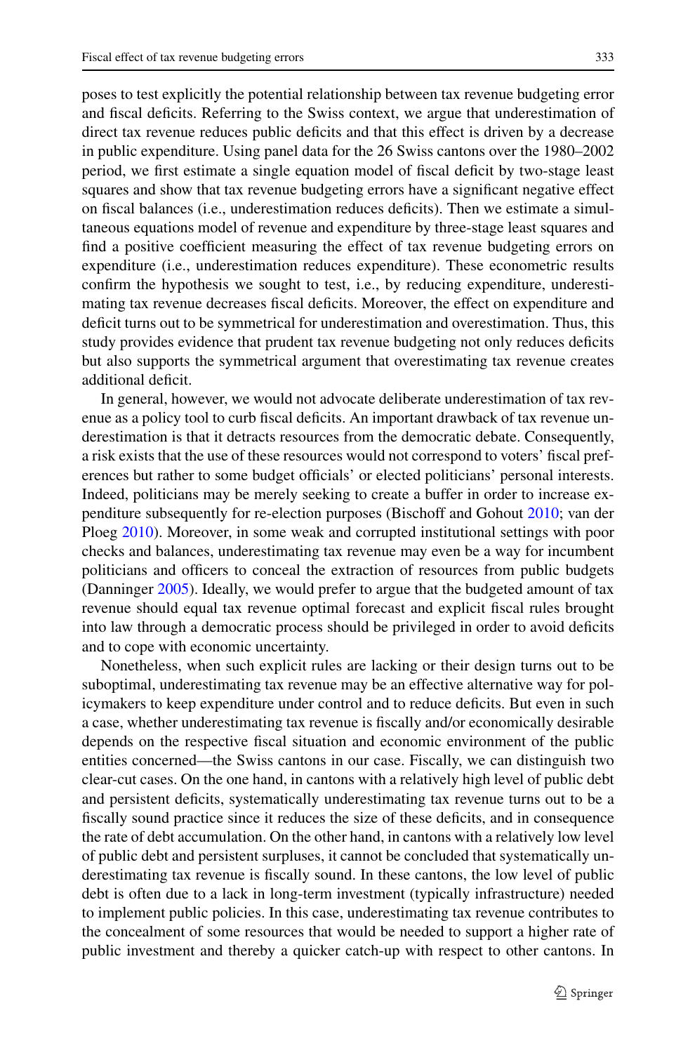poses to test explicitly the potential relationship between tax revenue budgeting error and fiscal deficits. Referring to the Swiss context, we argue that underestimation of direct tax revenue reduces public deficits and that this effect is driven by a decrease in public expenditure. Using panel data for the 26 Swiss cantons over the 1980–2002 period, we first estimate a single equation model of fiscal deficit by two-stage least squares and show that tax revenue budgeting errors have a significant negative effect on fiscal balances (i.e., underestimation reduces deficits). Then we estimate a simultaneous equations model of revenue and expenditure by three-stage least squares and find a positive coefficient measuring the effect of tax revenue budgeting errors on expenditure (i.e., underestimation reduces expenditure). These econometric results confirm the hypothesis we sought to test, i.e., by reducing expenditure, underestimating tax revenue decreases fiscal deficits. Moreover, the effect on expenditure and deficit turns out to be symmetrical for underestimation and overestimation. Thus, this study provides evidence that prudent tax revenue budgeting not only reduces deficits but also supports the symmetrical argument that overestimating tax revenue creates additional deficit.

In general, however, we would not advocate deliberate underestimation of tax revenue as a policy tool to curb fiscal deficits. An important drawback of tax revenue underestimation is that it detracts resources from the democratic debate. Consequently, a risk exists that the use of these resources would not correspond to voters' fiscal preferences but rather to some budget officials' or elected politicians' personal interests. Indeed, politicians may be merely seeking to create a buffer in order to increase expenditure subsequently for re-election purposes (Bischoff and Gohout 2010; van der Ploeg 2010). Moreover, in some weak and corrupted institutional settings with poor checks and balances, underestimating tax revenue may even be a way for incumbent politicians and officers to conceal the extraction of resources from public budgets (Danninger 2005). Ideally, we would prefer to argue that the budgeted amount of tax revenue should equal tax revenue optimal forecast and explicit fiscal rules brought into law through a democratic process should be privileged in order to avoid deficits and to cope with economic uncertainty.

Nonetheless, when such explicit rules are lacking or their design turns out to be suboptimal, underestimating tax revenue may be an effective alternative way for policymakers to keep expenditure under control and to reduce deficits. But even in such a case, whether underestimating tax revenue is fiscally and/or economically desirable depends on the respective fiscal situation and economic environment of the public entities concerned—the Swiss cantons in our case. Fiscally, we can distinguish two clear-cut cases. On the one hand, in cantons with a relatively high level of public debt and persistent deficits, systematically underestimating tax revenue turns out to be a fiscally sound practice since it reduces the size of these deficits, and in consequence the rate of debt accumulation. On the other hand, in cantons with a relatively low level of public debt and persistent surpluses, it cannot be concluded that systematically underestimating tax revenue is fiscally sound. In these cantons, the low level of public debt is often due to a lack in long-term investment (typically infrastructure) needed to implement public policies. In this case, underestimating tax revenue contributes to the concealment of some resources that would be needed to support a higher rate of public investment and thereby a quicker catch-up with respect to other cantons. In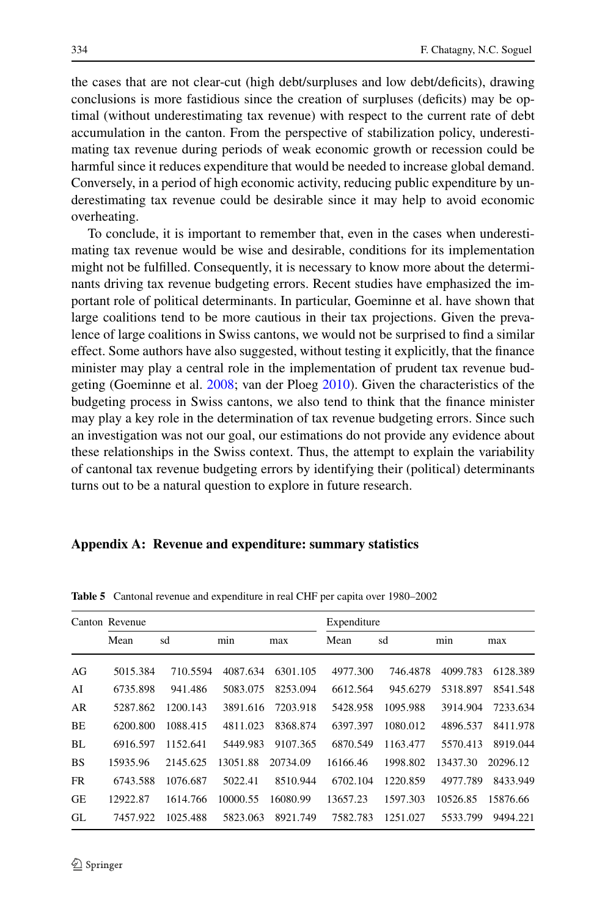the cases that are not clear-cut (high debt/surpluses and low debt/deficits), drawing conclusions is more fastidious since the creation of surpluses (deficits) may be optimal (without underestimating tax revenue) with respect to the current rate of debt accumulation in the canton. From the perspective of stabilization policy, underestimating tax revenue during periods of weak economic growth or recession could be harmful since it reduces expenditure that would be needed to increase global demand. Conversely, in a period of high economic activity, reducing public expenditure by underestimating tax revenue could be desirable since it may help to avoid economic overheating.

To conclude, it is important to remember that, even in the cases when underestimating tax revenue would be wise and desirable, conditions for its implementation might not be fulfilled. Consequently, it is necessary to know more about the determinants driving tax revenue budgeting errors. Recent studies have emphasized the important role of political determinants. In particular, Goeminne et al. have shown that large coalitions tend to be more cautious in their tax projections. Given the prevalence of large coalitions in Swiss cantons, we would not be surprised to find a similar effect. Some authors have also suggested, without testing it explicitly, that the finance minister may play a central role in the implementation of prudent tax revenue budgeting (Goeminne et al. 2008; van der Ploeg 2010). Given the characteristics of the budgeting process in Swiss cantons, we also tend to think that the finance minister may play a key role in the determination of tax revenue budgeting errors. Since such an investigation was not our goal, our estimations do not provide any evidence about these relationships in the Swiss context. Thus, the attempt to explain the variability of cantonal tax revenue budgeting errors by identifying their (political) determinants turns out to be a natural question to explore in future research.

## Appendix A: Revenue and expenditure: summary statistics

**Table 5** Cantonal revenue and expenditure in real CHF per capita over 1980–2002

| Canton | Revenue | | | | Expenditure | | | |
|---|---|---|---|---|---|---|---|---|
| | Mean | sd | min | max | Mean | sd | min | max |
| AG | 5015.384 | 710.5594 | 4087.634 | 6301.105 | 4977.300 | 746.4878 | 4099.783 | 6128.389 |
| AI | 6735.898 | 941.486 | 5083.075 | 8253.094 | 6612.564 | 945.6279 | 5318.897 | 8541.548 |
| AR | 5287.862 | 1200.143 | 3891.616 | 7203.918 | 5428.958 | 1095.988 | 3914.904 | 7233.634 |
| BE | 6200.800 | 1088.415 | 4811.023 | 8368.874 | 6397.397 | 1080.012 | 4896.537 | 8411.978 |
| BL | 6916.597 | 1152.641 | 5449.983 | 9107.365 | 6870.549 | 1163.477 | 5570.413 | 8919.044 |
| BS | 15935.96 | 2145.625 | 13051.88 | 20734.09 | 16166.46 | 1998.802 | 13437.30 | 20296.12 |
| FR | 6743.588 | 1076.687 | 5022.41 | 8510.944 | 6702.104 | 1220.859 | 4977.789 | 8433.949 |
| GE | 12922.87 | 1614.766 | 10000.55 | 16080.99 | 13657.23 | 1597.303 | 10526.85 | 15876.66 |
| GL | 7457.922 | 1025.488 | 5823.063 | 8921.749 | 7582.783 | 1251.027 | 5533.799 | 9494.221 |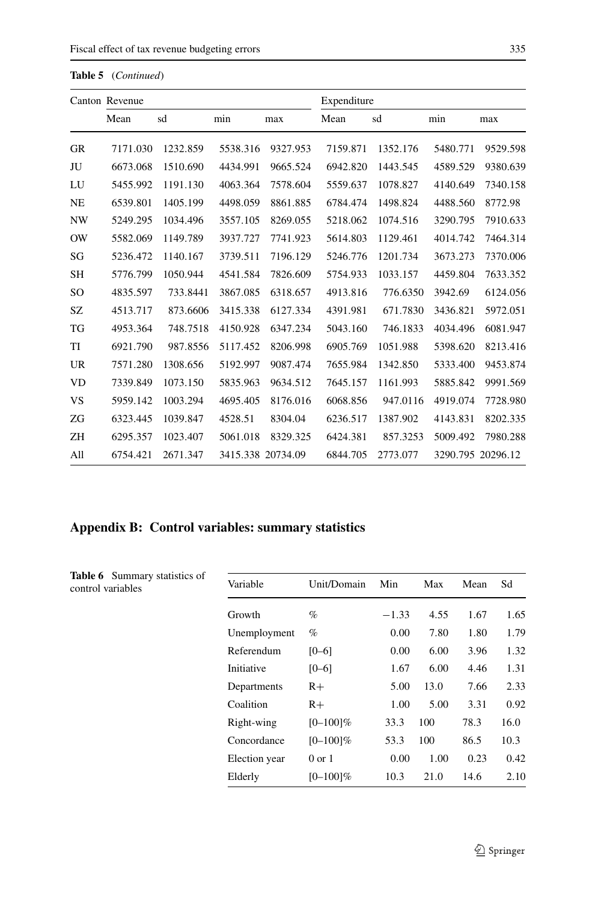**Table 5** (*Continued*)

| Canton | Revenue | | | | Expenditure | | | |
|---|---|---|---|---|---|---|---|---|
| | Mean | sd | min | max | Mean | sd | min | max |
| GR | 7171.030 | 1232.859 | 5538.316 | 9327.953 | 7159.871 | 1352.176 | 5480.771 | 9529.598 |
| JU | 6673.068 | 1510.690 | 4434.991 | 9665.524 | 6942.820 | 1443.545 | 4589.529 | 9380.639 |
| LU | 5455.992 | 1191.130 | 4063.364 | 7578.604 | 5559.637 | 1078.827 | 4140.649 | 7340.158 |
| NE | 6539.801 | 1405.199 | 4498.059 | 8861.885 | 6784.474 | 1498.824 | 4488.560 | 8772.98 |
| NW | 5249.295 | 1034.496 | 3557.105 | 8269.055 | 5218.062 | 1074.516 | 3290.795 | 7910.633 |
| OW | 5582.069 | 1149.789 | 3937.727 | 7741.923 | 5614.803 | 1129.461 | 4014.742 | 7464.314 |
| SG | 5236.472 | 1140.167 | 3739.511 | 7196.129 | 5246.776 | 1201.734 | 3673.273 | 7370.006 |
| SH | 5776.799 | 1050.944 | 4541.584 | 7826.609 | 5754.933 | 1033.157 | 4459.804 | 7633.352 |
| SO | 4835.597 | 733.8441 | 3867.085 | 6318.657 | 4913.816 | 776.6350 | 3942.69 | 6124.056 |
| SZ | 4513.717 | 873.6606 | 3415.338 | 6127.334 | 4391.981 | 671.7830 | 3436.821 | 5972.051 |
| TG | 4953.364 | 748.7518 | 4150.928 | 6347.234 | 5043.160 | 746.1833 | 4034.496 | 6081.947 |
| TI | 6921.790 | 987.8556 | 5117.452 | 8206.998 | 6905.769 | 1051.988 | 5398.620 | 8213.416 |
| UR | 7571.280 | 1308.656 | 5192.997 | 9087.474 | 7655.984 | 1342.850 | 5333.400 | 9453.874 |
| VD | 7339.849 | 1073.150 | 5835.963 | 9634.512 | 7645.157 | 1161.993 | 5885.842 | 9991.569 |
| VS | 5959.142 | 1003.294 | 4695.405 | 8176.016 | 6068.856 | 947.0116 | 4919.074 | 7728.980 |
| ZG | 6323.445 | 1039.847 | 4528.51 | 8304.04 | 6236.517 | 1387.902 | 4143.831 | 8202.335 |
| ZH | 6295.357 | 1023.407 | 5061.018 | 8329.325 | 6424.381 | 857.3253 | 5009.492 | 7980.288 |
| All | 6754.421 | 2671.347 | 3415.338 | 20734.09 | 6844.705 | 2773.077 | 3290.795 | 20296.12 |

## Appendix B: Control variables: summary statistics

**Table 6** Summary statistics of control variables

| Variable | Unit/Domain | Min | Max | Mean | Sd |
|---|---|---|---|---|---|
| Growth | % | −1.33 | 4.55 | 1.67 | 1.65 |
| Unemployment | % | 0.00 | 7.80 | 1.80 | 1.79 |
| Referendum | [0–6] | 0.00 | 6.00 | 3.96 | 1.32 |
| Initiative | [0–6] | 1.67 | 6.00 | 4.46 | 1.31 |
| Departments | R+ | 5.00 | 13.0 | 7.66 | 2.33 |
| Coalition | R+ | 1.00 | 5.00 | 3.31 | 0.92 |
| Right-wing | [0–100]% | 33.3 | 100 | 78.3 | 16.0 |
| Concordance | [0–100]% | 53.3 | 100 | 86.5 | 10.3 |
| Election year | 0 or 1 | 0.00 | 1.00 | 0.23 | 0.42 |
| Elderly | [0–100]% | 10.3 | 21.0 | 14.6 | 2.10 |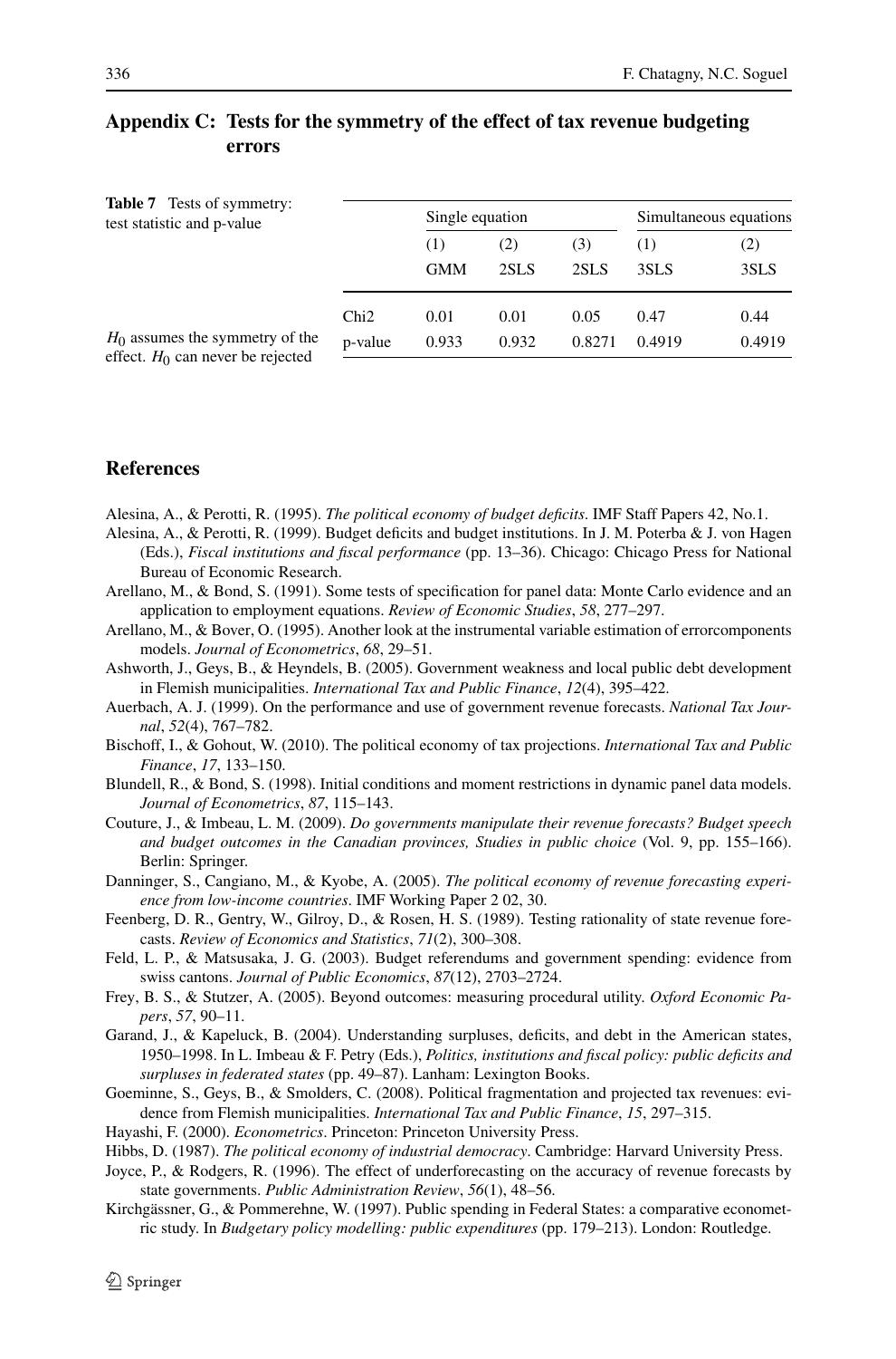## Appendix C: Tests for the symmetry of the effect of tax revenue budgeting errors

**Table 7** Tests of symmetry: test statistic and p-value

$H_0$ assumes the symmetry of the effect. $H_0$ can never be rejected

| | Single equation | | | Simultaneous equations | |
|---|---|---|---|---|---|
| | (1) | (2) | (3) | (1) | (2) |
| | GMM | 2SLS | 2SLS | 3SLS | 3SLS |
| Chi2 | 0.01 | 0.01 | 0.05 | 0.47 | 0.44 |
| p-value | 0.933 | 0.932 | 0.8271 | 0.4919 | 0.4919 |

## References

Alesina, A., & Perotti, R. (1995). *The political economy of budget deficits*. IMF Staff Papers 42, No.1.

Alesina, A., & Perotti, R. (1999). Budget deficits and budget institutions. In J. M. Poterba & J. von Hagen (Eds.), *Fiscal institutions and fiscal performance* (pp. 13–36). Chicago: Chicago Press for National Bureau of Economic Research.

Arellano, M., & Bond, S. (1991). Some tests of specification for panel data: Monte Carlo evidence and an application to employment equations. *Review of Economic Studies*, *58*, 277–297.

Arellano, M., & Bover, O. (1995). Another look at the instrumental variable estimation of errorcomponents models. *Journal of Econometrics*, *68*, 29–51.

Ashworth, J., Geys, B., & Heyndels, B. (2005). Government weakness and local public debt development in Flemish municipalities. *International Tax and Public Finance*, *12*(4), 395–422.

Auerbach, A. J. (1999). On the performance and use of government revenue forecasts. *National Tax Journal*, *52*(4), 767–782.

Bischoff, I., & Gohout, W. (2010). The political economy of tax projections. *International Tax and Public Finance*, *17*, 133–150.

Blundell, R., & Bond, S. (1998). Initial conditions and moment restrictions in dynamic panel data models. *Journal of Econometrics*, *87*, 115–143.

Couture, J., & Imbeau, L. M. (2009). *Do governments manipulate their revenue forecasts? Budget speech and budget outcomes in the Canadian provinces, Studies in public choice* (Vol. 9, pp. 155–166). Berlin: Springer.

Danninger, S., Cangiano, M., & Kyobe, A. (2005). *The political economy of revenue forecasting experience from low-income countries*. IMF Working Paper 2 02, 30.

Feenberg, D. R., Gentry, W., Gilroy, D., & Rosen, H. S. (1989). Testing rationality of state revenue forecasts. *Review of Economics and Statistics*, *71*(2), 300–308.

Feld, L. P., & Matsusaka, J. G. (2003). Budget referendums and government spending: evidence from swiss cantons. *Journal of Public Economics*, *87*(12), 2703–2724.

Frey, B. S., & Stutzer, A. (2005). Beyond outcomes: measuring procedural utility. *Oxford Economic Papers*, *57*, 90–11.

Garand, J., & Kapeluck, B. (2004). Understanding surpluses, deficits, and debt in the American states, 1950–1998. In L. Imbeau & F. Petry (Eds.), *Politics, institutions and fiscal policy: public deficits and surpluses in federated states* (pp. 49–87). Lanham: Lexington Books.

Goeminne, S., Geys, B., & Smolders, C. (2008). Political fragmentation and projected tax revenues: evidence from Flemish municipalities. *International Tax and Public Finance*, *15*, 297–315.

Hayashi, F. (2000). *Econometrics*. Princeton: Princeton University Press.

Hibbs, D. (1987). *The political economy of industrial democracy*. Cambridge: Harvard University Press.

Joyce, P., & Rodgers, R. (1996). The effect of underforecasting on the accuracy of revenue forecasts by state governments. *Public Administration Review*, *56*(1), 48–56.

Kirchgässner, G., & Pommerehne, W. (1997). Public spending in Federal States: a comparative econometric study. In *Budgetary policy modelling: public expenditures* (pp. 179–213). London: Routledge.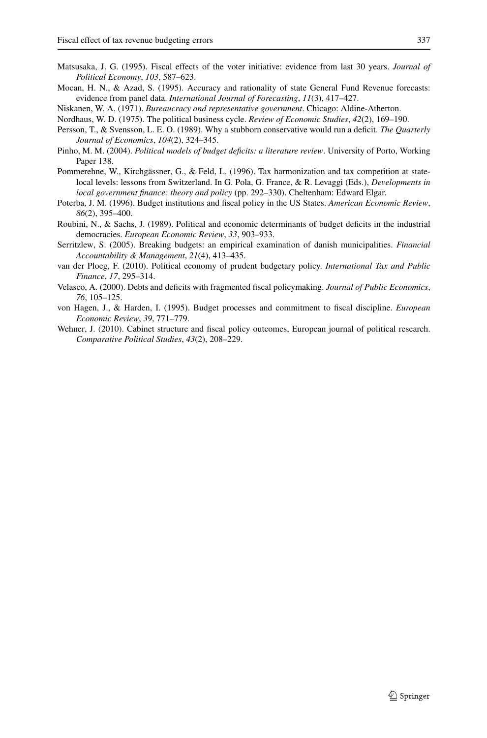Matsusaka, J. G. (1995). Fiscal effects of the voter initiative: evidence from last 30 years. *Journal of Political Economy*, *103*, 587–623.

Mocan, H. N., & Azad, S. (1995). Accuracy and rationality of state General Fund Revenue forecasts: evidence from panel data. *International Journal of Forecasting*, *11*(3), 417–427.

Niskanen, W. A. (1971). *Bureaucracy and representative government*. Chicago: Aldine-Atherton.

Nordhaus, W. D. (1975). The political business cycle. *Review of Economic Studies*, *42*(2), 169–190.

Persson, T., & Svensson, L. E. O. (1989). Why a stubborn conservative would run a deficit. *The Quarterly Journal of Economics*, *104*(2), 324–345.

Pinho, M. M. (2004). *Political models of budget deficits: a literature review*. University of Porto, Working Paper 138.

Pommerehne, W., Kirchgässner, G., & Feld, L. (1996). Tax harmonization and tax competition at state-local levels: lessons from Switzerland. In G. Pola, G. France, & R. Levaggi (Eds.), *Developments in local government finance: theory and policy* (pp. 292–330). Cheltenham: Edward Elgar.

Poterba, J. M. (1996). Budget institutions and fiscal policy in the US States. *American Economic Review*, *86*(2), 395–400.

Roubini, N., & Sachs, J. (1989). Political and economic determinants of budget deficits in the industrial democracies. *European Economic Review*, *33*, 903–933.

Serritzlew, S. (2005). Breaking budgets: an empirical examination of danish municipalities. *Financial Accountability & Management*, *21*(4), 413–435.

van der Ploeg, F. (2010). Political economy of prudent budgetary policy. *International Tax and Public Finance*, *17*, 295–314.

Velasco, A. (2000). Debts and deficits with fragmented fiscal policymaking. *Journal of Public Economics*, *76*, 105–125.

von Hagen, J., & Harden, I. (1995). Budget processes and commitment to fiscal discipline. *European Economic Review*, *39*, 771–779.

Wehner, J. (2010). Cabinet structure and fiscal policy outcomes, European journal of political research. *Comparative Political Studies*, *43*(2), 208–229.